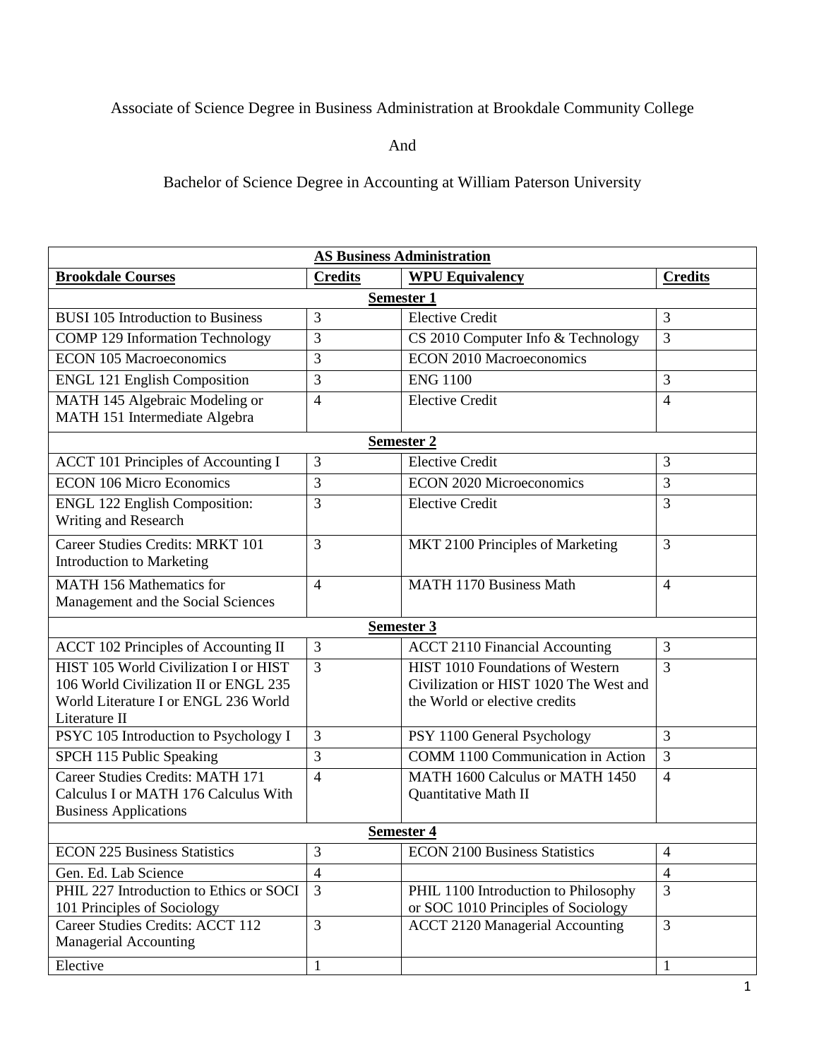Associate of Science Degree in Business Administration at Brookdale Community College

And

Bachelor of Science Degree in Accounting at William Paterson University

| **AS Business Administration** | | | |
|---|---|---|---|
| **Brookdale Courses** | **Credits** | **WPU Equivalency** | **Credits** |
| **Semester 1** | | | |
| BUSI 105 Introduction to Business | 3 | Elective Credit | 3 |
| COMP 129 Information Technology | 3 | CS 2010 Computer Info & Technology | 3 |
| ECON 105 Macroeconomics | 3 | ECON 2010 Macroeconomics | |
| ENGL 121 English Composition | 3 | ENG 1100 | 3 |
| MATH 145 Algebraic Modeling or MATH 151 Intermediate Algebra | 4 | Elective Credit | 4 |
| **Semester 2** | | | |
| ACCT 101 Principles of Accounting I | 3 | Elective Credit | 3 |
| ECON 106 Micro Economics | 3 | ECON 2020 Microeconomics | 3 |
| ENGL 122 English Composition: Writing and Research | 3 | Elective Credit | 3 |
| Career Studies Credits: MRKT 101 Introduction to Marketing | 3 | MKT 2100 Principles of Marketing | 3 |
| MATH 156 Mathematics for Management and the Social Sciences | 4 | MATH 1170 Business Math | 4 |
| **Semester 3** | | | |
| ACCT 102 Principles of Accounting II | 3 | ACCT 2110 Financial Accounting | 3 |
| HIST 105 World Civilization I or HIST 106 World Civilization II or ENGL 235 World Literature I or ENGL 236 World Literature II | 3 | HIST 1010 Foundations of Western Civilization or HIST 1020 The West and the World or elective credits | 3 |
| PSYC 105 Introduction to Psychology I | 3 | PSY 1100 General Psychology | 3 |
| SPCH 115 Public Speaking | 3 | COMM 1100 Communication in Action | 3 |
| Career Studies Credits: MATH 171 Calculus I or MATH 176 Calculus With Business Applications | 4 | MATH 1600 Calculus or MATH 1450 Quantitative Math II | 4 |
| **Semester 4** | | | |
| ECON 225 Business Statistics | 3 | ECON 2100 Business Statistics | 4 |
| Gen. Ed. Lab Science | 4 | | 4 |
| PHIL 227 Introduction to Ethics or SOCI 101 Principles of Sociology | 3 | PHIL 1100 Introduction to Philosophy or SOC 1010 Principles of Sociology | 3 |
| Career Studies Credits: ACCT 112 Managerial Accounting | 3 | ACCT 2120 Managerial Accounting | 3 |
| Elective | 1 | | 1 |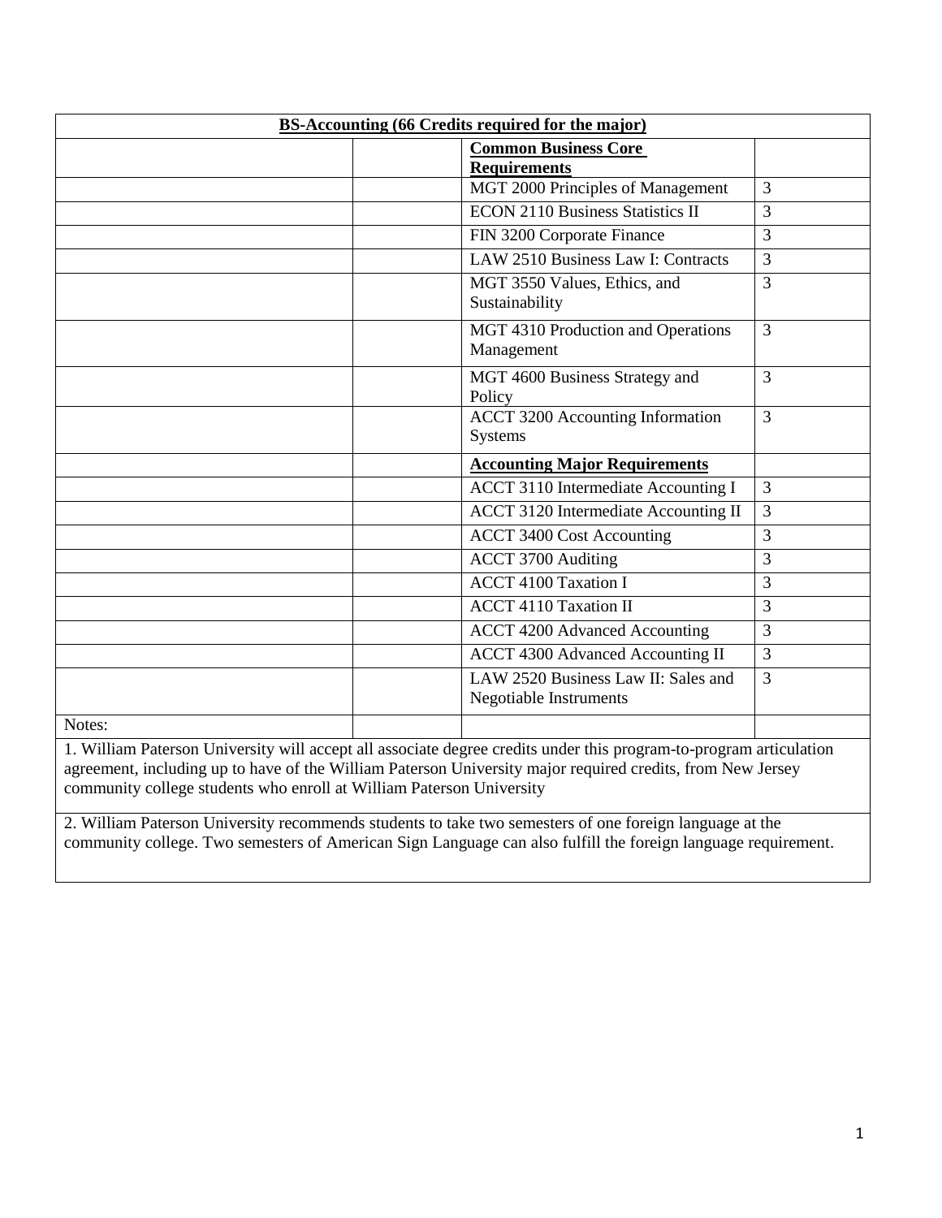| BS-Accounting (66 Credits required for the major) | | | |
|---|---|---|---|
| | | **Common Business Core Requirements** | |
| | | MGT 2000 Principles of Management | 3 |
| | | ECON 2110 Business Statistics II | 3 |
| | | FIN 3200 Corporate Finance | 3 |
| | | LAW 2510 Business Law I: Contracts | 3 |
| | | MGT 3550 Values, Ethics, and Sustainability | 3 |
| | | MGT 4310 Production and Operations Management | 3 |
| | | MGT 4600 Business Strategy and Policy | 3 |
| | | ACCT 3200 Accounting Information Systems | 3 |
| | | **Accounting Major Requirements** | |
| | | ACCT 3110 Intermediate Accounting I | 3 |
| | | ACCT 3120 Intermediate Accounting II | 3 |
| | | ACCT 3400 Cost Accounting | 3 |
| | | ACCT 3700 Auditing | 3 |
| | | ACCT 4100 Taxation I | 3 |
| | | ACCT 4110 Taxation II | 3 |
| | | ACCT 4200 Advanced Accounting | 3 |
| | | ACCT 4300 Advanced Accounting II | 3 |
| | | LAW 2520 Business Law II: Sales and Negotiable Instruments | 3 |
| Notes: | | | |

1. William Paterson University will accept all associate degree credits under this program-to-program articulation agreement, including up to have of the William Paterson University major required credits, from New Jersey community college students who enroll at William Paterson University

2. William Paterson University recommends students to take two semesters of one foreign language at the community college. Two semesters of American Sign Language can also fulfill the foreign language requirement.